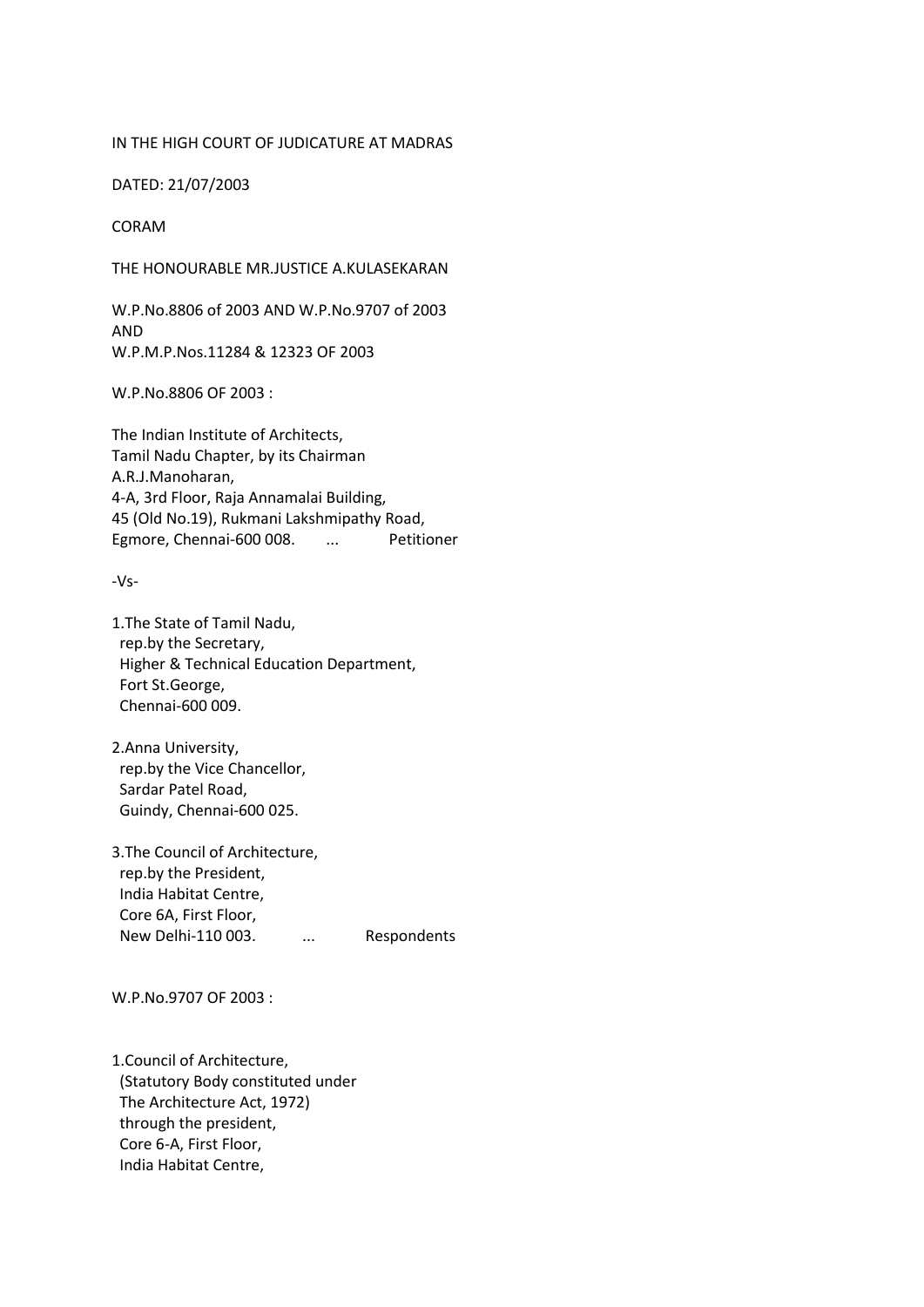IN THE HIGH COURT OF JUDICATURE AT MADRAS

DATED: 21/07/2003

CORAM

THE HONOURABLE MR.JUSTICE A.KULASEKARAN

W.P.No.8806 of 2003 AND W.P.No.9707 of 2003
AND
W.P.M.P.Nos.11284 & 12323 OF 2003

W.P.No.8806 OF 2003 :

The Indian Institute of Architects,
Tamil Nadu Chapter, by its Chairman
A.R.J.Manoharan,
4-A, 3rd Floor, Raja Annamalai Building,
45 (Old No.19), Rukmani Lakshmipathy Road,
Egmore, Chennai-600 008. ... Petitioner

-Vs-

1.The State of Tamil Nadu,
rep.by the Secretary,
Higher & Technical Education Department,
Fort St.George,
Chennai-600 009.

2.Anna University,
rep.by the Vice Chancellor,
Sardar Patel Road,
Guindy, Chennai-600 025.

3.The Council of Architecture,
rep.by the President,
India Habitat Centre,
Core 6A, First Floor,
New Delhi-110 003. ... Respondents

W.P.No.9707 OF 2003 :

1.Council of Architecture,
(Statutory Body constituted under
The Architecture Act, 1972)
through the president,
Core 6-A, First Floor,
India Habitat Centre,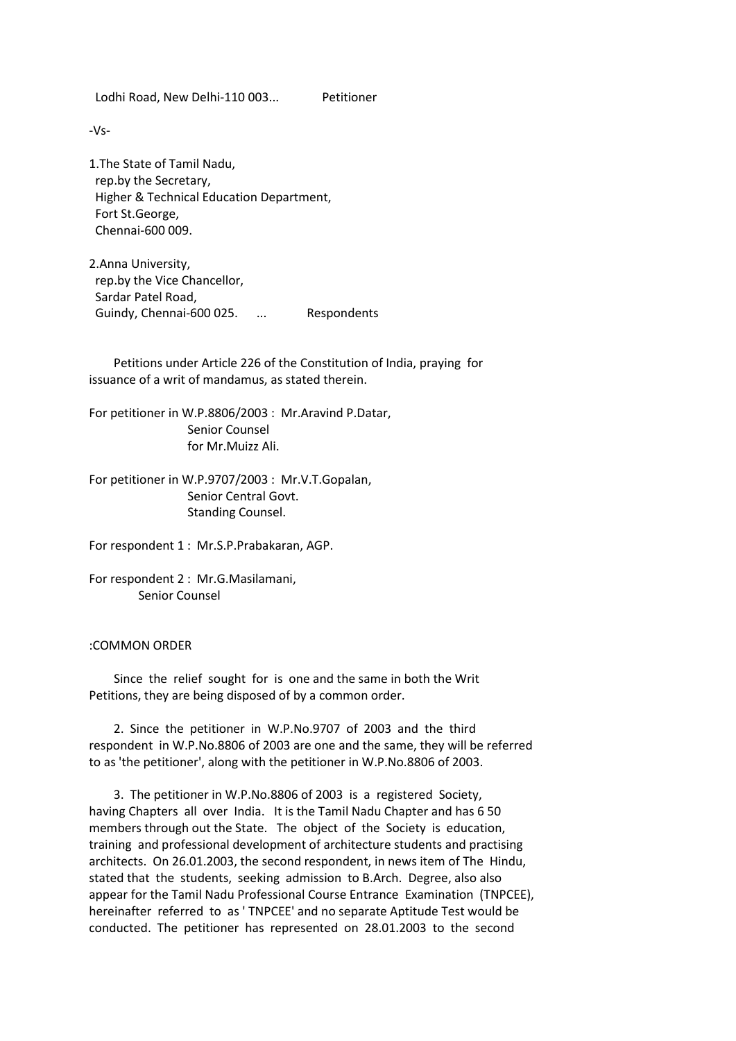Lodhi Road, New Delhi-110 003... Petitioner

-Vs-

1.The State of Tamil Nadu,
rep.by the Secretary,
Higher & Technical Education Department,
Fort St.George,
Chennai-600 009.

2.Anna University,
rep.by the Vice Chancellor,
Sardar Patel Road,
Guindy, Chennai-600 025. ... Respondents

Petitions under Article 226 of the Constitution of India, praying for issuance of a writ of mandamus, as stated therein.

For petitioner in W.P.8806/2003 : Mr.Aravind P.Datar,
Senior Counsel
for Mr.Muizz Ali.

For petitioner in W.P.9707/2003 : Mr.V.T.Gopalan,
Senior Central Govt.
Standing Counsel.

For respondent 1 : Mr.S.P.Prabakaran, AGP.

For respondent 2 : Mr.G.Masilamani,
Senior Counsel

:COMMON ORDER

Since the relief sought for is one and the same in both the Writ Petitions, they are being disposed of by a common order.

2. Since the petitioner in W.P.No.9707 of 2003 and the third respondent in W.P.No.8806 of 2003 are one and the same, they will be referred to as 'the petitioner', along with the petitioner in W.P.No.8806 of 2003.

3. The petitioner in W.P.No.8806 of 2003 is a registered Society, having Chapters all over India. It is the Tamil Nadu Chapter and has 6 50 members through out the State. The object of the Society is education, training and professional development of architecture students and practising architects. On 26.01.2003, the second respondent, in news item of The Hindu, stated that the students, seeking admission to B.Arch. Degree, also also appear for the Tamil Nadu Professional Course Entrance Examination (TNPCEE), hereinafter referred to as ' TNPCEE' and no separate Aptitude Test would be conducted. The petitioner has represented on 28.01.2003 to the second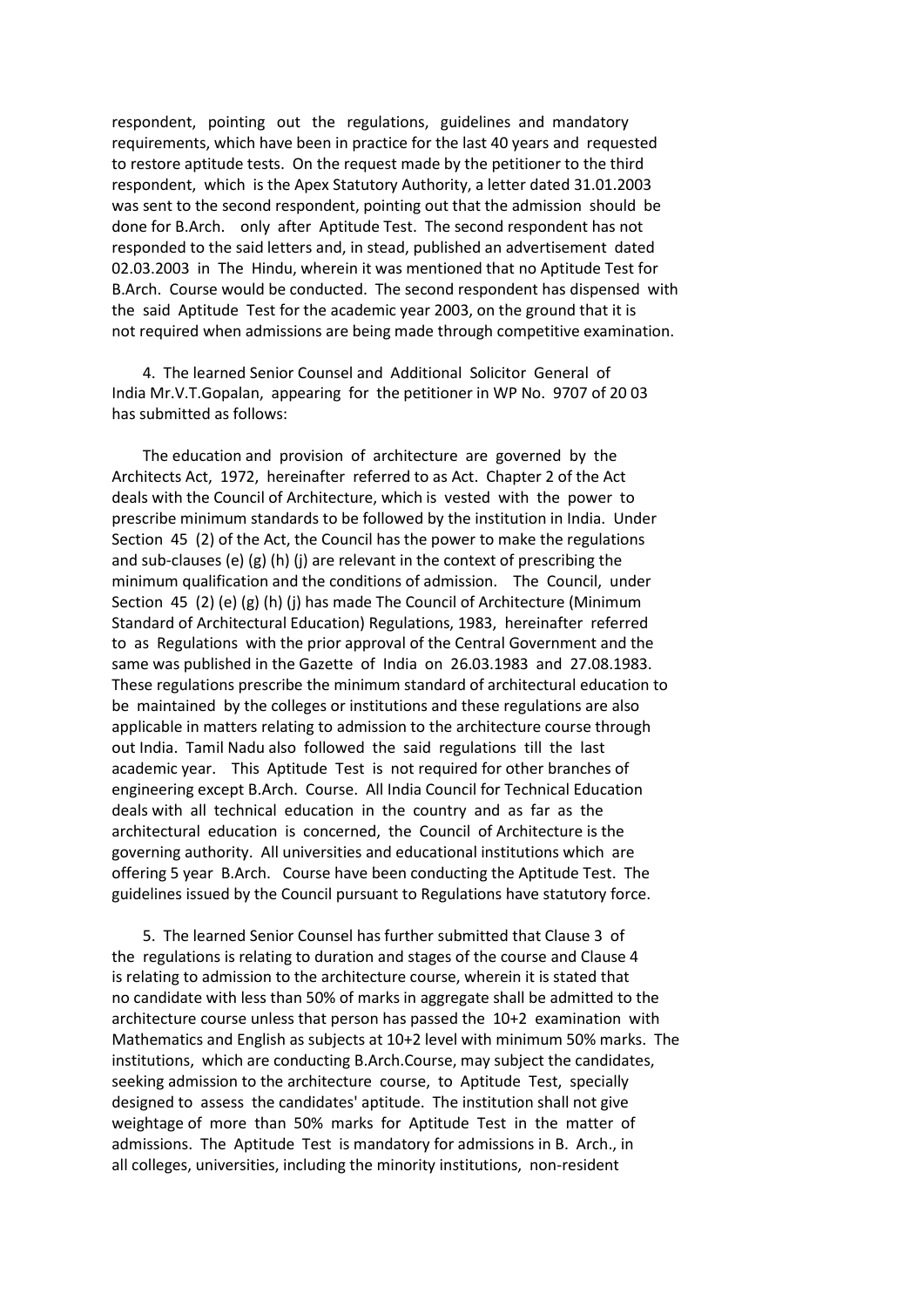respondent, pointing out the regulations, guidelines and mandatory requirements, which have been in practice for the last 40 years and requested to restore aptitude tests. On the request made by the petitioner to the third respondent, which is the Apex Statutory Authority, a letter dated 31.01.2003 was sent to the second respondent, pointing out that the admission should be done for B.Arch. only after Aptitude Test. The second respondent has not responded to the said letters and, in stead, published an advertisement dated 02.03.2003 in The Hindu, wherein it was mentioned that no Aptitude Test for B.Arch. Course would be conducted. The second respondent has dispensed with the said Aptitude Test for the academic year 2003, on the ground that it is not required when admissions are being made through competitive examination.

4. The learned Senior Counsel and Additional Solicitor General of India Mr.V.T.Gopalan, appearing for the petitioner in WP No. 9707 of 20 03 has submitted as follows:

The education and provision of architecture are governed by the Architects Act, 1972, hereinafter referred to as Act. Chapter 2 of the Act deals with the Council of Architecture, which is vested with the power to prescribe minimum standards to be followed by the institution in India. Under Section 45 (2) of the Act, the Council has the power to make the regulations and sub-clauses (e) (g) (h) (j) are relevant in the context of prescribing the minimum qualification and the conditions of admission. The Council, under Section 45 (2) (e) (g) (h) (j) has made The Council of Architecture (Minimum Standard of Architectural Education) Regulations, 1983, hereinafter referred to as Regulations with the prior approval of the Central Government and the same was published in the Gazette of India on 26.03.1983 and 27.08.1983. These regulations prescribe the minimum standard of architectural education to be maintained by the colleges or institutions and these regulations are also applicable in matters relating to admission to the architecture course through out India. Tamil Nadu also followed the said regulations till the last academic year. This Aptitude Test is not required for other branches of engineering except B.Arch. Course. All India Council for Technical Education deals with all technical education in the country and as far as the architectural education is concerned, the Council of Architecture is the governing authority. All universities and educational institutions which are offering 5 year B.Arch. Course have been conducting the Aptitude Test. The guidelines issued by the Council pursuant to Regulations have statutory force.

5. The learned Senior Counsel has further submitted that Clause 3 of the regulations is relating to duration and stages of the course and Clause 4 is relating to admission to the architecture course, wherein it is stated that no candidate with less than 50% of marks in aggregate shall be admitted to the architecture course unless that person has passed the 10+2 examination with Mathematics and English as subjects at 10+2 level with minimum 50% marks. The institutions, which are conducting B.Arch.Course, may subject the candidates, seeking admission to the architecture course, to Aptitude Test, specially designed to assess the candidates' aptitude. The institution shall not give weightage of more than 50% marks for Aptitude Test in the matter of admissions. The Aptitude Test is mandatory for admissions in B. Arch., in all colleges, universities, including the minority institutions, non-resident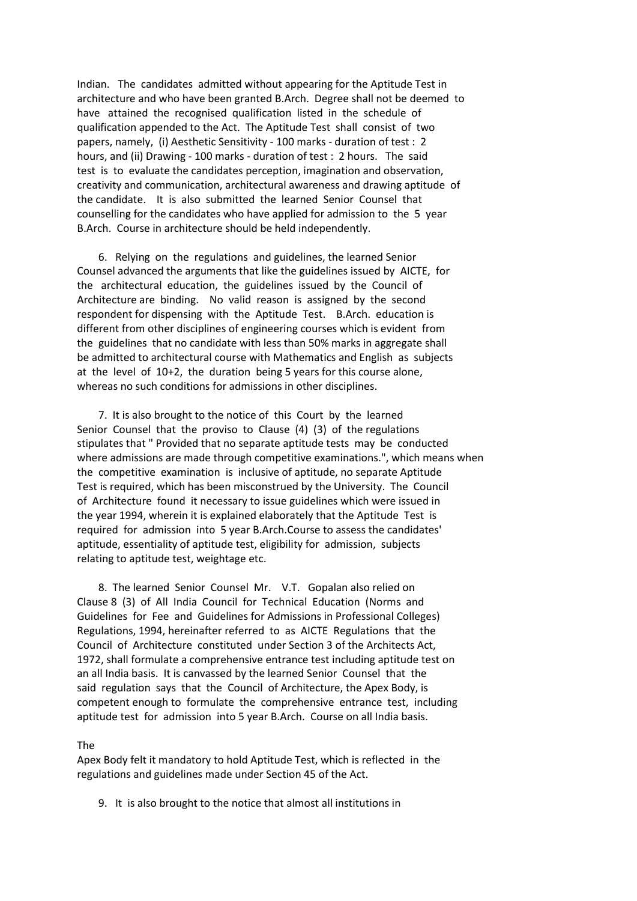Indian. The candidates admitted without appearing for the Aptitude Test in architecture and who have been granted B.Arch. Degree shall not be deemed to have attained the recognised qualification listed in the schedule of qualification appended to the Act. The Aptitude Test shall consist of two papers, namely, (i) Aesthetic Sensitivity - 100 marks - duration of test : 2 hours, and (ii) Drawing - 100 marks - duration of test : 2 hours. The said test is to evaluate the candidates perception, imagination and observation, creativity and communication, architectural awareness and drawing aptitude of the candidate. It is also submitted the learned Senior Counsel that counselling for the candidates who have applied for admission to the 5 year B.Arch. Course in architecture should be held independently.

6. Relying on the regulations and guidelines, the learned Senior Counsel advanced the arguments that like the guidelines issued by AICTE, for the architectural education, the guidelines issued by the Council of Architecture are binding. No valid reason is assigned by the second respondent for dispensing with the Aptitude Test. B.Arch. education is different from other disciplines of engineering courses which is evident from the guidelines that no candidate with less than 50% marks in aggregate shall be admitted to architectural course with Mathematics and English as subjects at the level of 10+2, the duration being 5 years for this course alone, whereas no such conditions for admissions in other disciplines.

7. It is also brought to the notice of this Court by the learned Senior Counsel that the proviso to Clause (4) (3) of the regulations stipulates that " Provided that no separate aptitude tests may be conducted where admissions are made through competitive examinations.", which means when the competitive examination is inclusive of aptitude, no separate Aptitude Test is required, which has been misconstrued by the University. The Council of Architecture found it necessary to issue guidelines which were issued in the year 1994, wherein it is explained elaborately that the Aptitude Test is required for admission into 5 year B.Arch.Course to assess the candidates' aptitude, essentiality of aptitude test, eligibility for admission, subjects relating to aptitude test, weightage etc.

8. The learned Senior Counsel Mr. V.T. Gopalan also relied on Clause 8 (3) of All India Council for Technical Education (Norms and Guidelines for Fee and Guidelines for Admissions in Professional Colleges) Regulations, 1994, hereinafter referred to as AICTE Regulations that the Council of Architecture constituted under Section 3 of the Architects Act, 1972, shall formulate a comprehensive entrance test including aptitude test on an all India basis. It is canvassed by the learned Senior Counsel that the said regulation says that the Council of Architecture, the Apex Body, is competent enough to formulate the comprehensive entrance test, including aptitude test for admission into 5 year B.Arch. Course on all India basis.

The
Apex Body felt it mandatory to hold Aptitude Test, which is reflected in the regulations and guidelines made under Section 45 of the Act.

9. It is also brought to the notice that almost all institutions in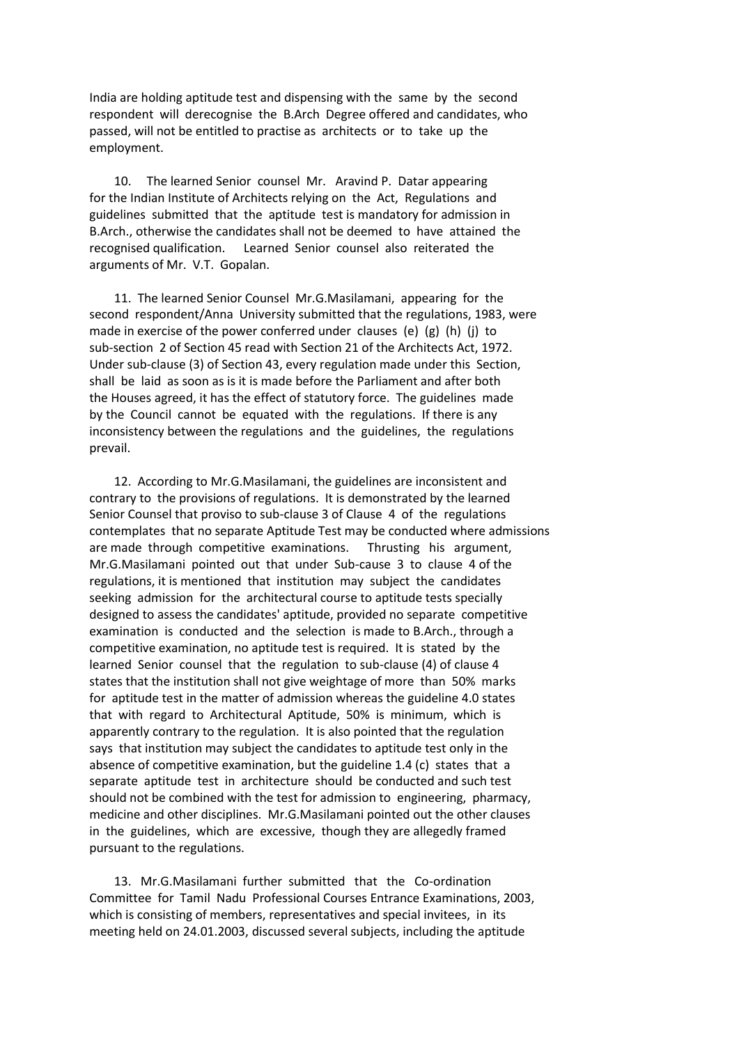India are holding aptitude test and dispensing with the same by the second respondent will derecognise the B.Arch Degree offered and candidates, who passed, will not be entitled to practise as architects or to take up the employment.

10. The learned Senior counsel Mr. Aravind P. Datar appearing for the Indian Institute of Architects relying on the Act, Regulations and guidelines submitted that the aptitude test is mandatory for admission in B.Arch., otherwise the candidates shall not be deemed to have attained the recognised qualification. Learned Senior counsel also reiterated the arguments of Mr. V.T. Gopalan.

11. The learned Senior Counsel Mr.G.Masilamani, appearing for the second respondent/Anna University submitted that the regulations, 1983, were made in exercise of the power conferred under clauses (e) (g) (h) (j) to sub-section 2 of Section 45 read with Section 21 of the Architects Act, 1972. Under sub-clause (3) of Section 43, every regulation made under this Section, shall be laid as soon as is it is made before the Parliament and after both the Houses agreed, it has the effect of statutory force. The guidelines made by the Council cannot be equated with the regulations. If there is any inconsistency between the regulations and the guidelines, the regulations prevail.

12. According to Mr.G.Masilamani, the guidelines are inconsistent and contrary to the provisions of regulations. It is demonstrated by the learned Senior Counsel that proviso to sub-clause 3 of Clause 4 of the regulations contemplates that no separate Aptitude Test may be conducted where admissions are made through competitive examinations. Thrusting his argument, Mr.G.Masilamani pointed out that under Sub-cause 3 to clause 4 of the regulations, it is mentioned that institution may subject the candidates seeking admission for the architectural course to aptitude tests specially designed to assess the candidates' aptitude, provided no separate competitive examination is conducted and the selection is made to B.Arch., through a competitive examination, no aptitude test is required. It is stated by the learned Senior counsel that the regulation to sub-clause (4) of clause 4 states that the institution shall not give weightage of more than 50% marks for aptitude test in the matter of admission whereas the guideline 4.0 states that with regard to Architectural Aptitude, 50% is minimum, which is apparently contrary to the regulation. It is also pointed that the regulation says that institution may subject the candidates to aptitude test only in the absence of competitive examination, but the guideline 1.4 (c) states that a separate aptitude test in architecture should be conducted and such test should not be combined with the test for admission to engineering, pharmacy, medicine and other disciplines. Mr.G.Masilamani pointed out the other clauses in the guidelines, which are excessive, though they are allegedly framed pursuant to the regulations.

13. Mr.G.Masilamani further submitted that the Co-ordination Committee for Tamil Nadu Professional Courses Entrance Examinations, 2003, which is consisting of members, representatives and special invitees, in its meeting held on 24.01.2003, discussed several subjects, including the aptitude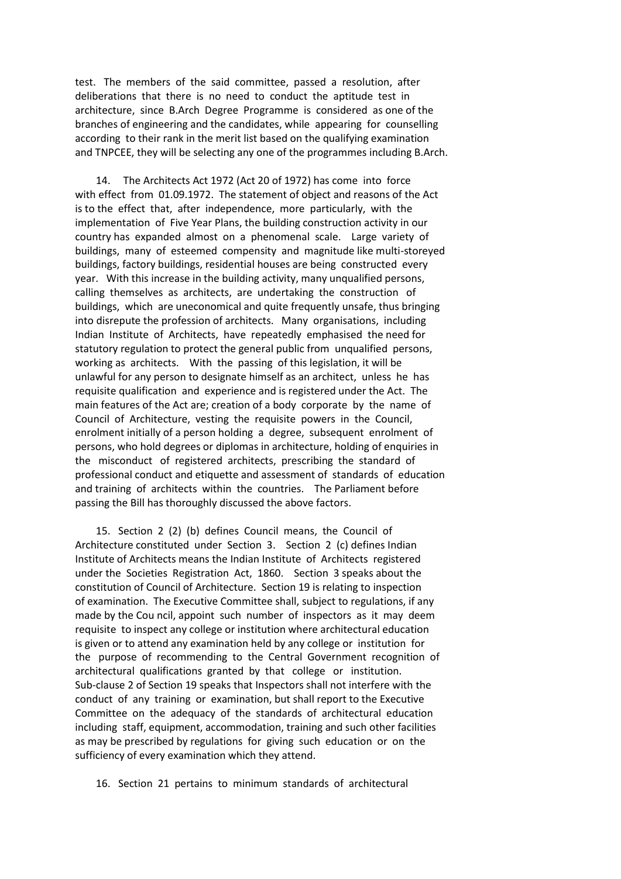test. The members of the said committee, passed a resolution, after deliberations that there is no need to conduct the aptitude test in architecture, since B.Arch Degree Programme is considered as one of the branches of engineering and the candidates, while appearing for counselling according to their rank in the merit list based on the qualifying examination and TNPCEE, they will be selecting any one of the programmes including B.Arch.

14. The Architects Act 1972 (Act 20 of 1972) has come into force with effect from 01.09.1972. The statement of object and reasons of the Act is to the effect that, after independence, more particularly, with the implementation of Five Year Plans, the building construction activity in our country has expanded almost on a phenomenal scale. Large variety of buildings, many of esteemed compensity and magnitude like multi-storeyed buildings, factory buildings, residential houses are being constructed every year. With this increase in the building activity, many unqualified persons, calling themselves as architects, are undertaking the construction of buildings, which are uneconomical and quite frequently unsafe, thus bringing into disrepute the profession of architects. Many organisations, including Indian Institute of Architects, have repeatedly emphasised the need for statutory regulation to protect the general public from unqualified persons, working as architects. With the passing of this legislation, it will be unlawful for any person to designate himself as an architect, unless he has requisite qualification and experience and is registered under the Act. The main features of the Act are; creation of a body corporate by the name of Council of Architecture, vesting the requisite powers in the Council, enrolment initially of a person holding a degree, subsequent enrolment of persons, who hold degrees or diplomas in architecture, holding of enquiries in the misconduct of registered architects, prescribing the standard of professional conduct and etiquette and assessment of standards of education and training of architects within the countries. The Parliament before passing the Bill has thoroughly discussed the above factors.

15. Section 2 (2) (b) defines Council means, the Council of Architecture constituted under Section 3. Section 2 (c) defines Indian Institute of Architects means the Indian Institute of Architects registered under the Societies Registration Act, 1860. Section 3 speaks about the constitution of Council of Architecture. Section 19 is relating to inspection of examination. The Executive Committee shall, subject to regulations, if any made by the Cou ncil, appoint such number of inspectors as it may deem requisite to inspect any college or institution where architectural education is given or to attend any examination held by any college or institution for the purpose of recommending to the Central Government recognition of architectural qualifications granted by that college or institution. Sub-clause 2 of Section 19 speaks that Inspectors shall not interfere with the conduct of any training or examination, but shall report to the Executive Committee on the adequacy of the standards of architectural education including staff, equipment, accommodation, training and such other facilities as may be prescribed by regulations for giving such education or on the sufficiency of every examination which they attend.

16. Section 21 pertains to minimum standards of architectural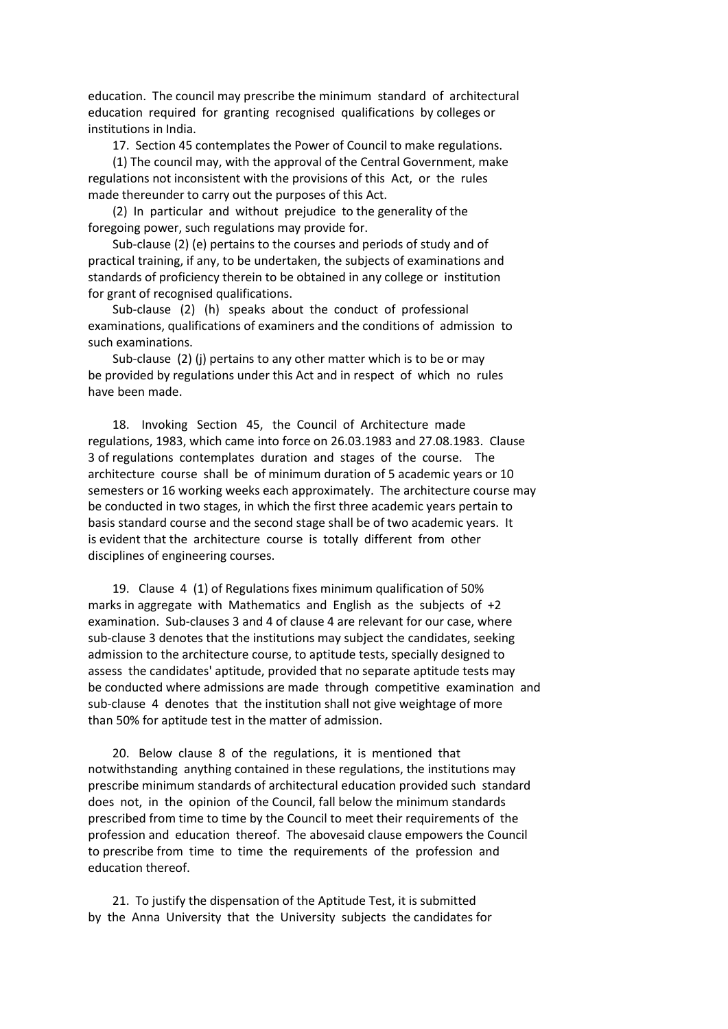education. The council may prescribe the minimum standard of architectural education required for granting recognised qualifications by colleges or institutions in India.

17. Section 45 contemplates the Power of Council to make regulations.

(1) The council may, with the approval of the Central Government, make regulations not inconsistent with the provisions of this Act, or the rules made thereunder to carry out the purposes of this Act.

(2) In particular and without prejudice to the generality of the foregoing power, such regulations may provide for.

Sub-clause (2) (e) pertains to the courses and periods of study and of practical training, if any, to be undertaken, the subjects of examinations and standards of proficiency therein to be obtained in any college or institution for grant of recognised qualifications.

Sub-clause (2) (h) speaks about the conduct of professional examinations, qualifications of examiners and the conditions of admission to such examinations.

Sub-clause (2) (j) pertains to any other matter which is to be or may be provided by regulations under this Act and in respect of which no rules have been made.

18. Invoking Section 45, the Council of Architecture made regulations, 1983, which came into force on 26.03.1983 and 27.08.1983. Clause 3 of regulations contemplates duration and stages of the course. The architecture course shall be of minimum duration of 5 academic years or 10 semesters or 16 working weeks each approximately. The architecture course may be conducted in two stages, in which the first three academic years pertain to basis standard course and the second stage shall be of two academic years. It is evident that the architecture course is totally different from other disciplines of engineering courses.

19. Clause 4 (1) of Regulations fixes minimum qualification of 50% marks in aggregate with Mathematics and English as the subjects of +2 examination. Sub-clauses 3 and 4 of clause 4 are relevant for our case, where sub-clause 3 denotes that the institutions may subject the candidates, seeking admission to the architecture course, to aptitude tests, specially designed to assess the candidates' aptitude, provided that no separate aptitude tests may be conducted where admissions are made through competitive examination and sub-clause 4 denotes that the institution shall not give weightage of more than 50% for aptitude test in the matter of admission.

20. Below clause 8 of the regulations, it is mentioned that notwithstanding anything contained in these regulations, the institutions may prescribe minimum standards of architectural education provided such standard does not, in the opinion of the Council, fall below the minimum standards prescribed from time to time by the Council to meet their requirements of the profession and education thereof. The abovesaid clause empowers the Council to prescribe from time to time the requirements of the profession and education thereof.

21. To justify the dispensation of the Aptitude Test, it is submitted by the Anna University that the University subjects the candidates for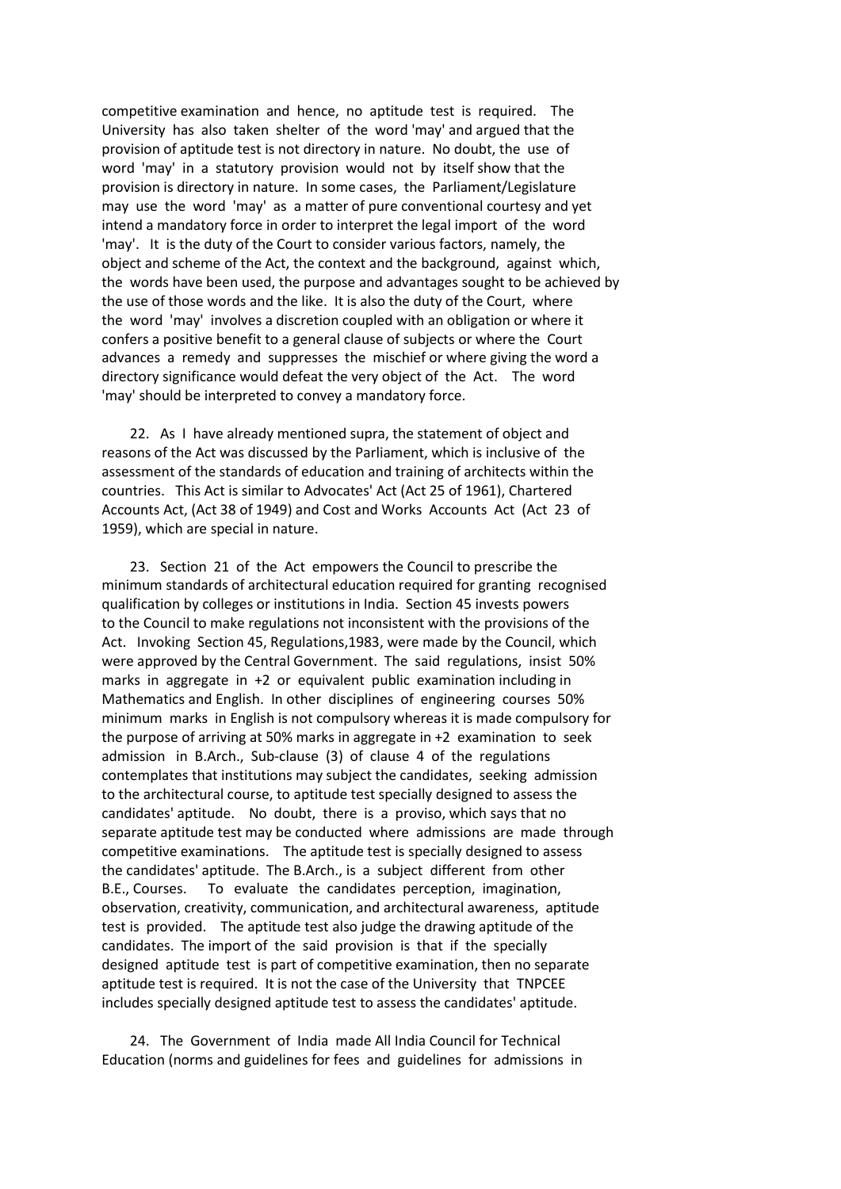competitive examination and hence, no aptitude test is required. The University has also taken shelter of the word 'may' and argued that the provision of aptitude test is not directory in nature. No doubt, the use of word 'may' in a statutory provision would not by itself show that the provision is directory in nature. In some cases, the Parliament/Legislature may use the word 'may' as a matter of pure conventional courtesy and yet intend a mandatory force in order to interpret the legal import of the word 'may'. It is the duty of the Court to consider various factors, namely, the object and scheme of the Act, the context and the background, against which, the words have been used, the purpose and advantages sought to be achieved by the use of those words and the like. It is also the duty of the Court, where the word 'may' involves a discretion coupled with an obligation or where it confers a positive benefit to a general clause of subjects or where the Court advances a remedy and suppresses the mischief or where giving the word a directory significance would defeat the very object of the Act. The word 'may' should be interpreted to convey a mandatory force.

22. As I have already mentioned supra, the statement of object and reasons of the Act was discussed by the Parliament, which is inclusive of the assessment of the standards of education and training of architects within the countries. This Act is similar to Advocates' Act (Act 25 of 1961), Chartered Accounts Act, (Act 38 of 1949) and Cost and Works Accounts Act (Act 23 of 1959), which are special in nature.

23. Section 21 of the Act empowers the Council to prescribe the minimum standards of architectural education required for granting recognised qualification by colleges or institutions in India. Section 45 invests powers to the Council to make regulations not inconsistent with the provisions of the Act. Invoking Section 45, Regulations,1983, were made by the Council, which were approved by the Central Government. The said regulations, insist 50% marks in aggregate in +2 or equivalent public examination including in Mathematics and English. In other disciplines of engineering courses 50% minimum marks in English is not compulsory whereas it is made compulsory for the purpose of arriving at 50% marks in aggregate in +2 examination to seek admission in B.Arch., Sub-clause (3) of clause 4 of the regulations contemplates that institutions may subject the candidates, seeking admission to the architectural course, to aptitude test specially designed to assess the candidates' aptitude. No doubt, there is a proviso, which says that no separate aptitude test may be conducted where admissions are made through competitive examinations. The aptitude test is specially designed to assess the candidates' aptitude. The B.Arch., is a subject different from other B.E., Courses. To evaluate the candidates perception, imagination, observation, creativity, communication, and architectural awareness, aptitude test is provided. The aptitude test also judge the drawing aptitude of the candidates. The import of the said provision is that if the specially designed aptitude test is part of competitive examination, then no separate aptitude test is required. It is not the case of the University that TNPCEE includes specially designed aptitude test to assess the candidates' aptitude.

24. The Government of India made All India Council for Technical Education (norms and guidelines for fees and guidelines for admissions in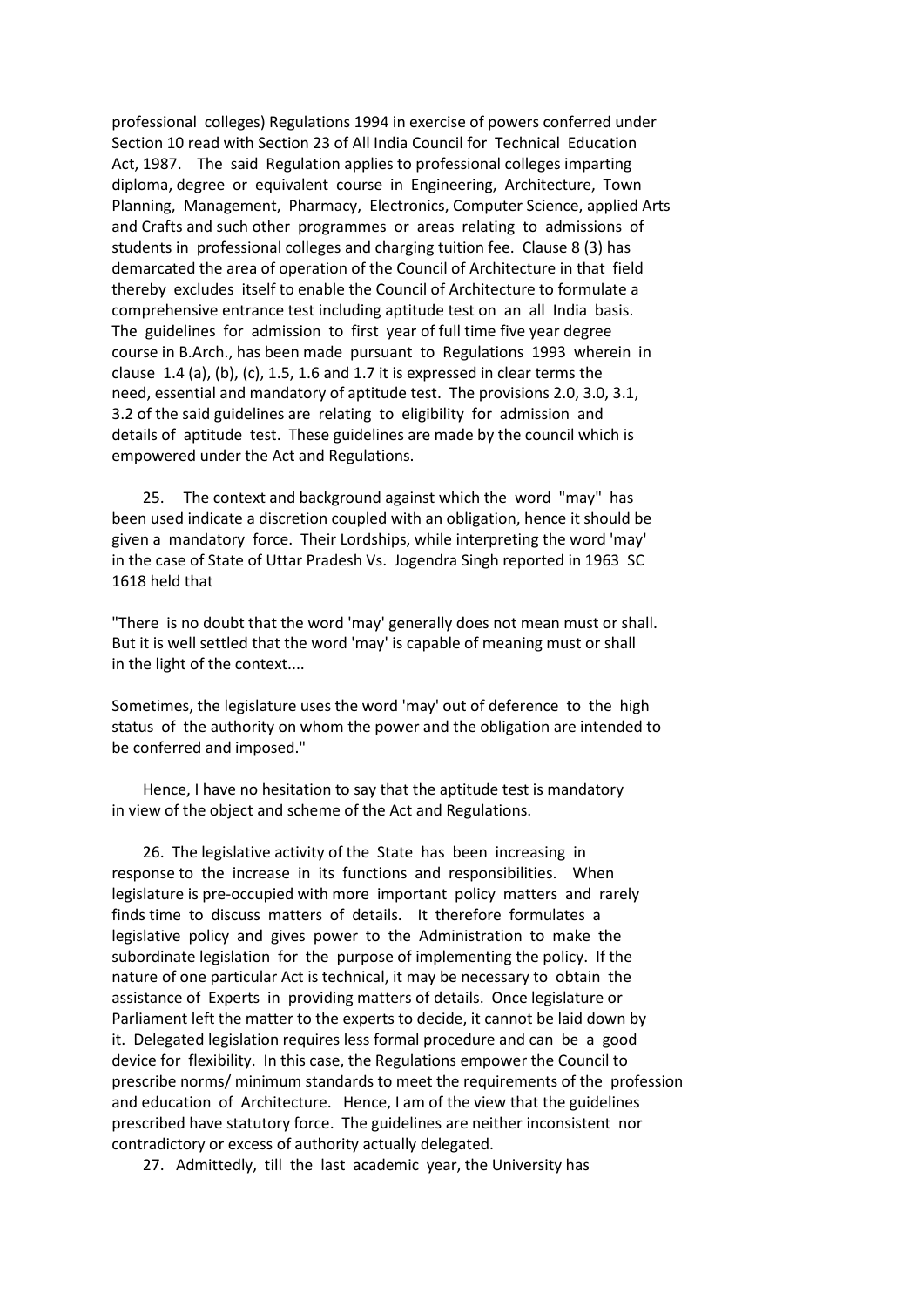professional colleges) Regulations 1994 in exercise of powers conferred under Section 10 read with Section 23 of All India Council for Technical Education Act, 1987. The said Regulation applies to professional colleges imparting diploma, degree or equivalent course in Engineering, Architecture, Town Planning, Management, Pharmacy, Electronics, Computer Science, applied Arts and Crafts and such other programmes or areas relating to admissions of students in professional colleges and charging tuition fee. Clause 8 (3) has demarcated the area of operation of the Council of Architecture in that field thereby excludes itself to enable the Council of Architecture to formulate a comprehensive entrance test including aptitude test on an all India basis. The guidelines for admission to first year of full time five year degree course in B.Arch., has been made pursuant to Regulations 1993 wherein in clause 1.4 (a), (b), (c), 1.5, 1.6 and 1.7 it is expressed in clear terms the need, essential and mandatory of aptitude test. The provisions 2.0, 3.0, 3.1, 3.2 of the said guidelines are relating to eligibility for admission and details of aptitude test. These guidelines are made by the council which is empowered under the Act and Regulations.

25. The context and background against which the word "may" has been used indicate a discretion coupled with an obligation, hence it should be given a mandatory force. Their Lordships, while interpreting the word 'may' in the case of State of Uttar Pradesh Vs. Jogendra Singh reported in 1963 SC 1618 held that

"There is no doubt that the word 'may' generally does not mean must or shall. But it is well settled that the word 'may' is capable of meaning must or shall in the light of the context....

Sometimes, the legislature uses the word 'may' out of deference to the high status of the authority on whom the power and the obligation are intended to be conferred and imposed."

Hence, I have no hesitation to say that the aptitude test is mandatory in view of the object and scheme of the Act and Regulations.

26. The legislative activity of the State has been increasing in response to the increase in its functions and responsibilities. When legislature is pre-occupied with more important policy matters and rarely finds time to discuss matters of details. It therefore formulates a legislative policy and gives power to the Administration to make the subordinate legislation for the purpose of implementing the policy. If the nature of one particular Act is technical, it may be necessary to obtain the assistance of Experts in providing matters of details. Once legislature or Parliament left the matter to the experts to decide, it cannot be laid down by it. Delegated legislation requires less formal procedure and can be a good device for flexibility. In this case, the Regulations empower the Council to prescribe norms/ minimum standards to meet the requirements of the profession and education of Architecture. Hence, I am of the view that the guidelines prescribed have statutory force. The guidelines are neither inconsistent nor contradictory or excess of authority actually delegated.

27. Admittedly, till the last academic year, the University has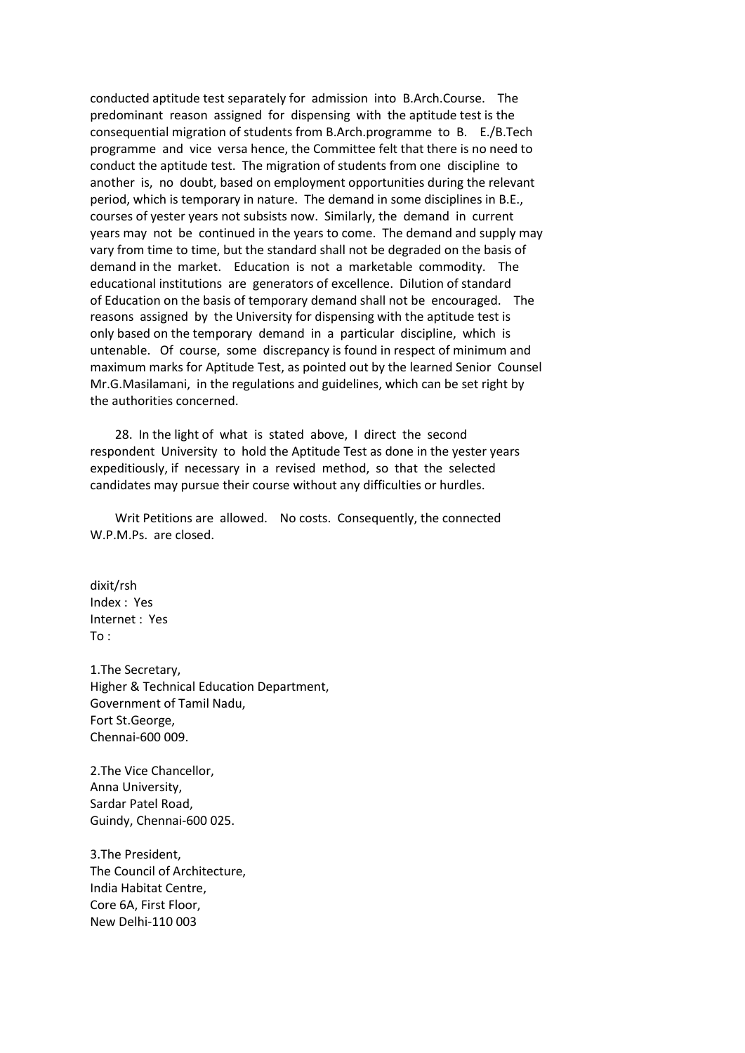conducted aptitude test separately for admission into B.Arch.Course. The predominant reason assigned for dispensing with the aptitude test is the consequential migration of students from B.Arch.programme to B. E./B.Tech programme and vice versa hence, the Committee felt that there is no need to conduct the aptitude test. The migration of students from one discipline to another is, no doubt, based on employment opportunities during the relevant period, which is temporary in nature. The demand in some disciplines in B.E., courses of yester years not subsists now. Similarly, the demand in current years may not be continued in the years to come. The demand and supply may vary from time to time, but the standard shall not be degraded on the basis of demand in the market. Education is not a marketable commodity. The educational institutions are generators of excellence. Dilution of standard of Education on the basis of temporary demand shall not be encouraged. The reasons assigned by the University for dispensing with the aptitude test is only based on the temporary demand in a particular discipline, which is untenable. Of course, some discrepancy is found in respect of minimum and maximum marks for Aptitude Test, as pointed out by the learned Senior Counsel Mr.G.Masilamani, in the regulations and guidelines, which can be set right by the authorities concerned.

28. In the light of what is stated above, I direct the second respondent University to hold the Aptitude Test as done in the yester years expeditiously, if necessary in a revised method, so that the selected candidates may pursue their course without any difficulties or hurdles.

Writ Petitions are allowed. No costs. Consequently, the connected W.P.M.Ps. are closed.

dixit/rsh
Index : Yes
Internet : Yes
To :

1.The Secretary,
Higher & Technical Education Department,
Government of Tamil Nadu,
Fort St.George,
Chennai-600 009.

2.The Vice Chancellor,
Anna University,
Sardar Patel Road,
Guindy, Chennai-600 025.

3.The President,
The Council of Architecture,
India Habitat Centre,
Core 6A, First Floor,
New Delhi-110 003